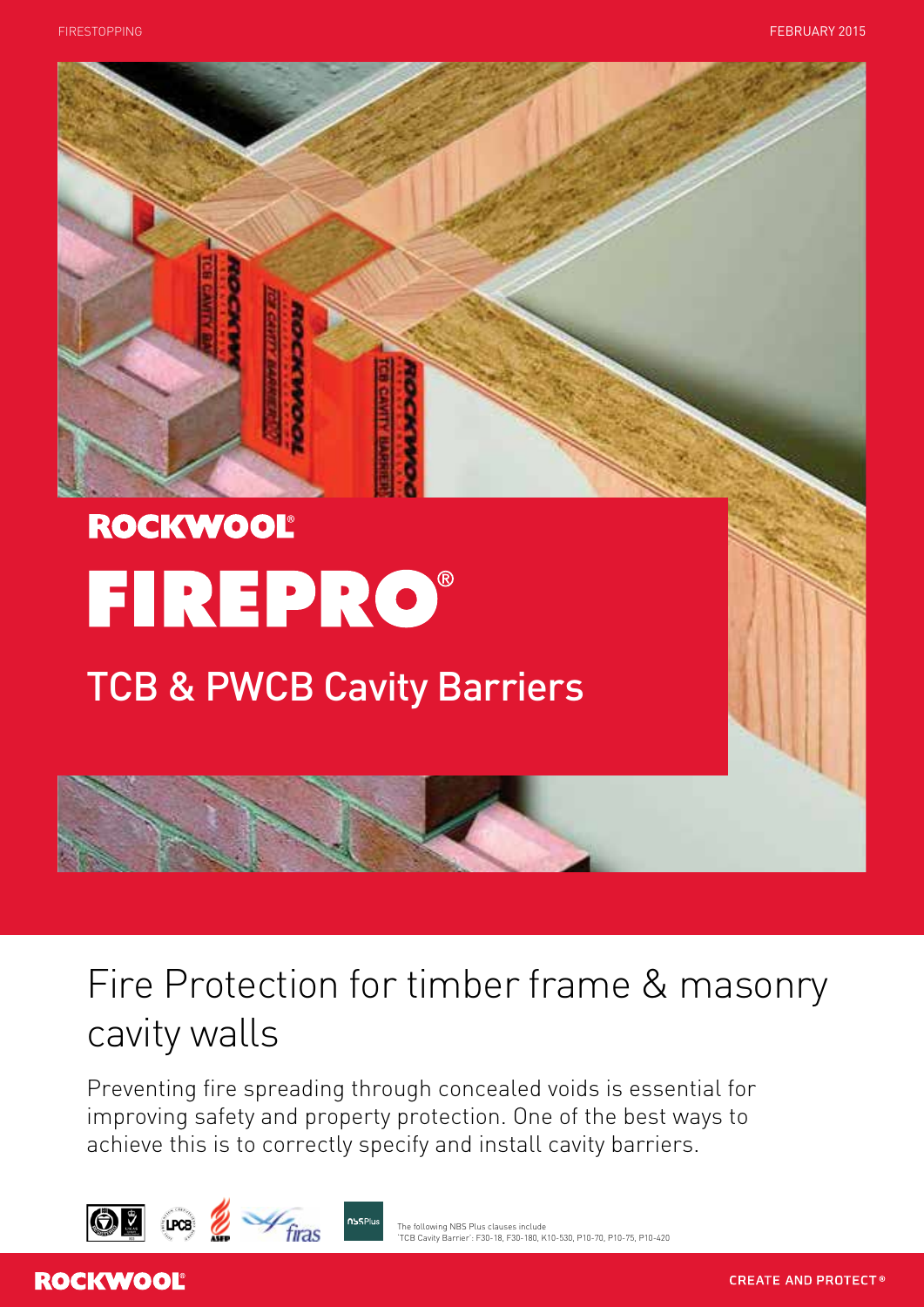# ROCKWOOL FIREPRO®

## TCB & PWCB Cavity Barriers

# Fire Protection for timber frame & masonry cavity walls

Preventing fire spreading through concealed voids is essential for improving safety and property protection. One of the best ways to achieve this is to correctly specify and install cavity barriers.

The following NBS Plus clauses include 'TCB Cavity Barrier': F30-18, F30-180, K10-530, P10-70, P10-75, P10-420

CREATE AND PROTECT®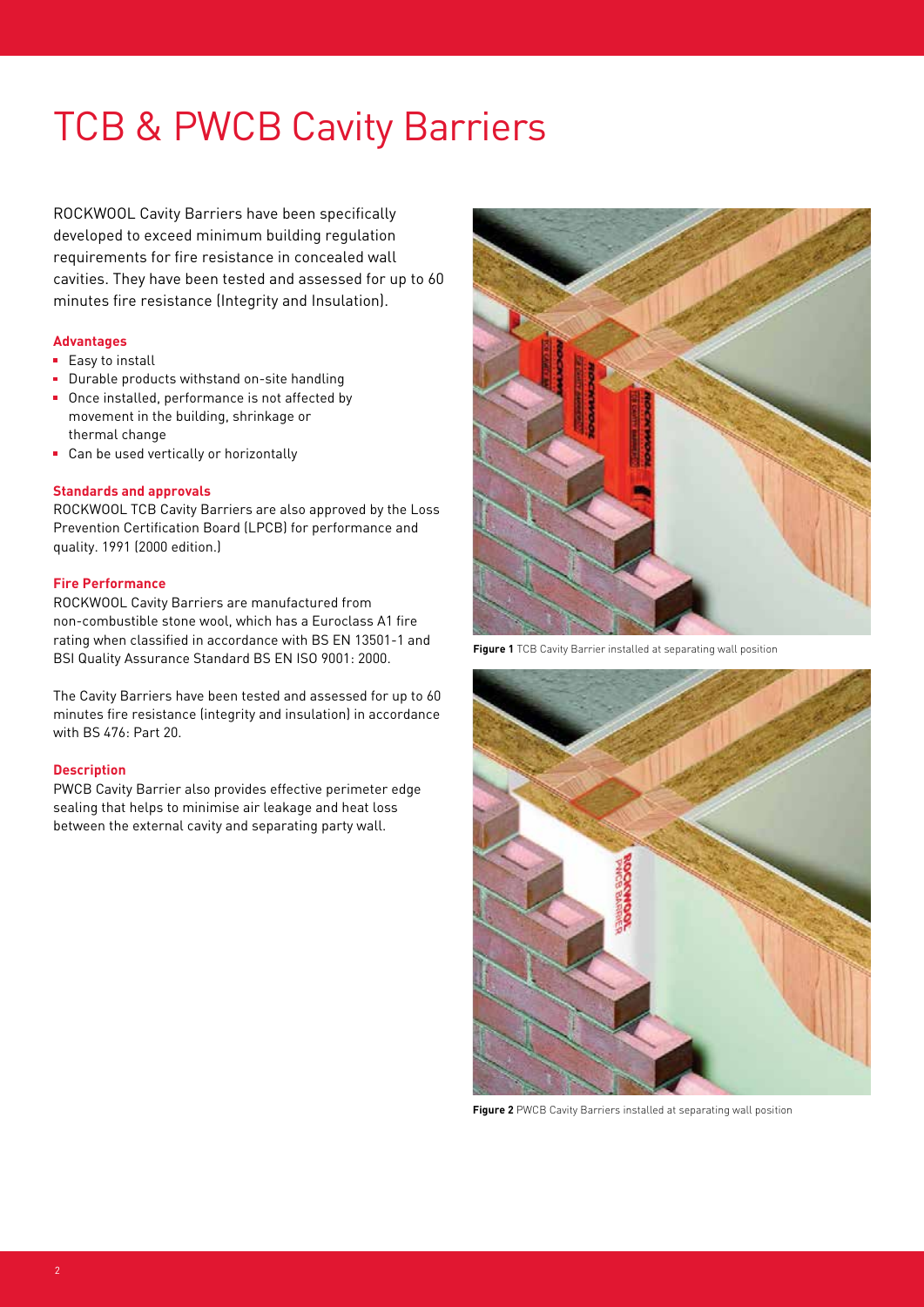# TCB & PWCB Cavity Barriers

ROCKWOOL Cavity Barriers have been specifically developed to exceed minimum building regulation requirements for fire resistance in concealed wall cavities. They have been tested and assessed for up to 60 minutes fire resistance (Integrity and Insulation).

**Advantages**

- Easy to install
- Durable products withstand on-site handling
- Once installed, performance is not affected by movement in the building, shrinkage or thermal change
- Can be used vertically or horizontally

**Standards and approvals**

ROCKWOOL TCB Cavity Barriers are also approved by the Loss Prevention Certification Board (LPCB) for performance and quality. 1991 (2000 edition.)

**Fire Performance**

ROCKWOOL Cavity Barriers are manufactured from non-combustible stone wool, which has a Euroclass A1 fire rating when classified in accordance with BS EN 13501-1 and BSI Quality Assurance Standard BS EN ISO 9001: 2000.

The Cavity Barriers have been tested and assessed for up to 60 minutes fire resistance (integrity and insulation) in accordance with BS 476: Part 20.

**Description**

PWCB Cavity Barrier also provides effective perimeter edge sealing that helps to minimise air leakage and heat loss between the external cavity and separating party wall.

**Figure 1** TCB Cavity Barrier installed at separating wall position

**Figure 2** PWCB Cavity Barriers installed at separating wall position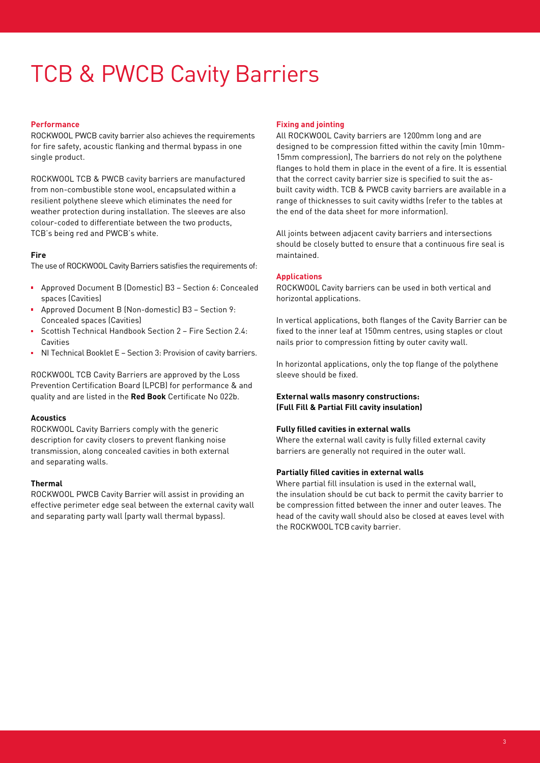# TCB & PWCB Cavity Barriers

### Performance

ROCKWOOL PWCB cavity barrier also achieves the requirements for fire safety, acoustic flanking and thermal bypass in one single product.

ROCKWOOL TCB & PWCB cavity barriers are manufactured from non-combustible stone wool, encapsulated within a resilient polythene sleeve which eliminates the need for weather protection during installation. The sleeves are also colour-coded to differentiate between the two products, TCB's being red and PWCB's white.

### Fire

The use of ROCKWOOL Cavity Barriers satisfies the requirements of:

- Approved Document B (Domestic) B3 – Section 6: Concealed spaces (Cavities)
- Approved Document B (Non-domestic) B3 – Section 9: Concealed spaces (Cavities)
- Scottish Technical Handbook Section 2 – Fire Section 2.4: Cavities
- NI Technical Booklet E – Section 3: Provision of cavity barriers.

ROCKWOOL TCB Cavity Barriers are approved by the Loss Prevention Certification Board (LPCB) for performance & and quality and are listed in the **Red Book** Certificate No 022b.

### Acoustics

ROCKWOOL Cavity Barriers comply with the generic description for cavity closers to prevent flanking noise transmission, along concealed cavities in both external and separating walls.

### Thermal

ROCKWOOL PWCB Cavity Barrier will assist in providing an effective perimeter edge seal between the external cavity wall and separating party wall (party wall thermal bypass).

### Fixing and jointing

All ROCKWOOL Cavity barriers are 1200mm long and are designed to be compression fitted within the cavity (min 10mm-15mm compression), The barriers do not rely on the polythene flanges to hold them in place in the event of a fire. It is essential that the correct cavity barrier size is specified to suit the as-built cavity width. TCB & PWCB cavity barriers are available in a range of thicknesses to suit cavity widths (refer to the tables at the end of the data sheet for more information).

All joints between adjacent cavity barriers and intersections should be closely butted to ensure that a continuous fire seal is maintained.

### Applications

ROCKWOOL Cavity barriers can be used in both vertical and horizontal applications.

In vertical applications, both flanges of the Cavity Barrier can be fixed to the inner leaf at 150mm centres, using staples or clout nails prior to compression fitting by outer cavity wall.

In horizontal applications, only the top flange of the polythene sleeve should be fixed.

### External walls masonry constructions: (Full Fill & Partial Fill cavity insulation)

#### Fully filled cavities in external walls

Where the external wall cavity is fully filled external cavity barriers are generally not required in the outer wall.

#### Partially filled cavities in external walls

Where partial fill insulation is used in the external wall, the insulation should be cut back to permit the cavity barrier to be compression fitted between the inner and outer leaves. The head of the cavity wall should also be closed at eaves level with the ROCKWOOL TCB cavity barrier.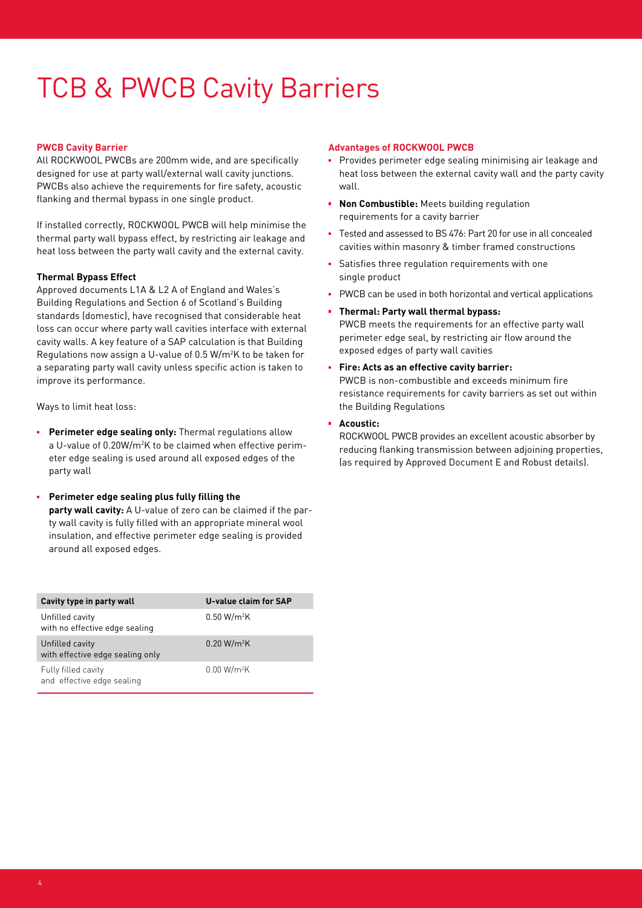# TCB & PWCB Cavity Barriers

### PWCB Cavity Barrier

All ROCKWOOL PWCBs are 200mm wide, and are specifically designed for use at party wall/external wall cavity junctions. PWCBs also achieve the requirements for fire safety, acoustic flanking and thermal bypass in one single product.

If installed correctly, ROCKWOOL PWCB will help minimise the thermal party wall bypass effect, by restricting air leakage and heat loss between the party wall cavity and the external cavity.

**Thermal Bypass Effect**

Approved documents L1A & L2 A of England and Wales's Building Regulations and Section 6 of Scotland's Building standards (domestic), have recognised that considerable heat loss can occur where party wall cavities interface with external cavity walls. A key feature of a SAP calculation is that Building Regulations now assign a U-value of 0.5 W/m$^2$K to be taken for a separating party wall cavity unless specific action is taken to improve its performance.

Ways to limit heat loss:

- **Perimeter edge sealing only:** Thermal regulations allow a U-value of 0.20W/m$^2$K to be claimed when effective perimeter edge sealing is used around all exposed edges of the party wall
- **Perimeter edge sealing plus fully filling the party wall cavity:** A U-value of zero can be claimed if the party wall cavity is fully filled with an appropriate mineral wool insulation, and effective perimeter edge sealing is provided around all exposed edges.

| Cavity type in party wall | U-value claim for SAP |
|---|---|
| Unfilled cavity with no effective edge sealing | 0.50 W/m$^2$K |
| Unfilled cavity with effective edge sealing only | 0.20 W/m$^2$K |
| Fully filled cavity and effective edge sealing | 0.00 W/m$^2$K |

### Advantages of ROCKWOOL PWCB

- Provides perimeter edge sealing minimising air leakage and heat loss between the external cavity wall and the party cavity wall.
- **Non Combustible:** Meets building regulation requirements for a cavity barrier
- Tested and assessed to BS 476: Part 20 for use in all concealed cavities within masonry & timber framed constructions
- Satisfies three regulation requirements with one single product
- PWCB can be used in both horizontal and vertical applications
- **Thermal: Party wall thermal bypass:** PWCB meets the requirements for an effective party wall perimeter edge seal, by restricting air flow around the exposed edges of party wall cavities
- **Fire: Acts as an effective cavity barrier:** PWCB is non-combustible and exceeds minimum fire resistance requirements for cavity barriers as set out within the Building Regulations
- **Acoustic:** ROCKWOOL PWCB provides an excellent acoustic absorber by reducing flanking transmission between adjoining properties, (as required by Approved Document E and Robust details).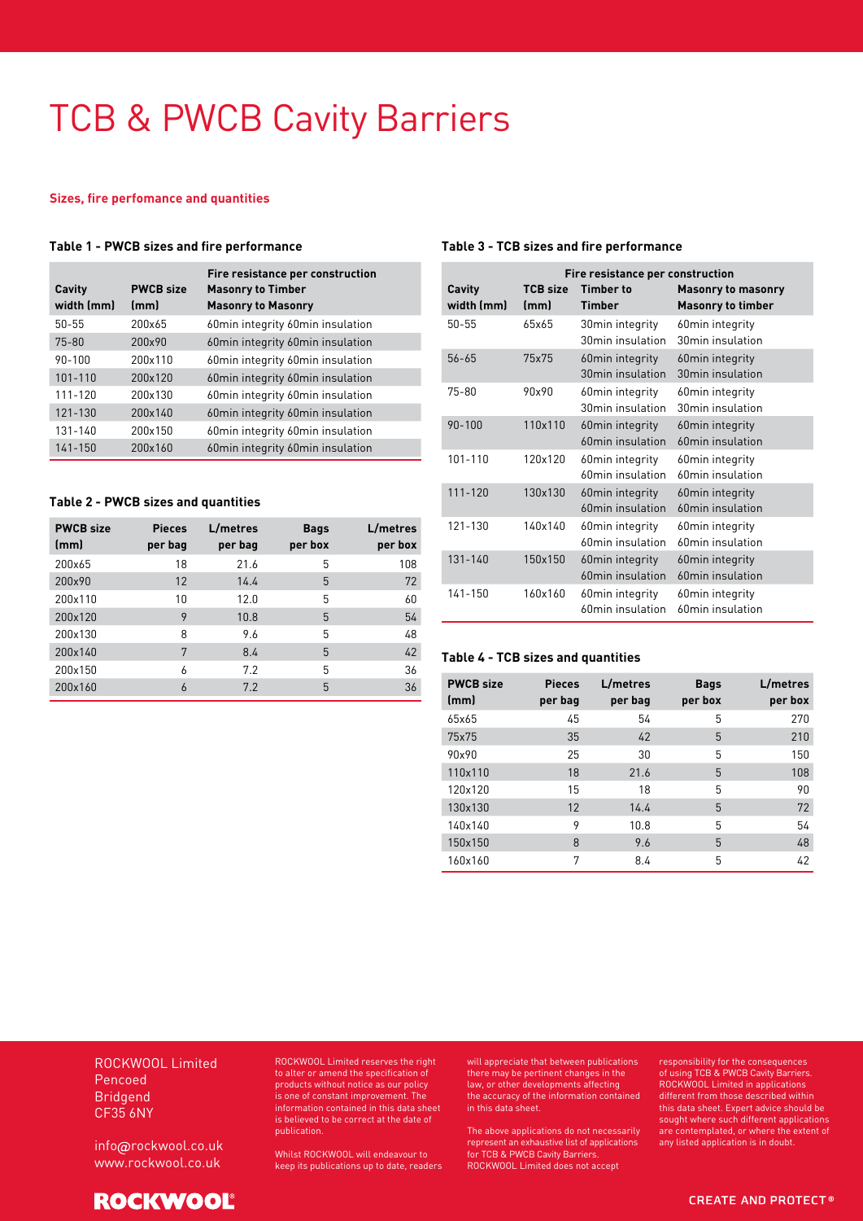# TCB & PWCB Cavity Barriers

### Sizes, fire perfomance and quantities

#### Table 1 - PWCB sizes and fire performance

| Cavity width (mm) | PWCB size (mm) | Fire resistance per construction Masonry to Timber Masonry to Masonry |
|---|---|---|
| 50-55 | 200x65 | 60min integrity 60min insulation |
| 75-80 | 200x90 | 60min integrity 60min insulation |
| 90-100 | 200x110 | 60min integrity 60min insulation |
| 101-110 | 200x120 | 60min integrity 60min insulation |
| 111-120 | 200x130 | 60min integrity 60min insulation |
| 121-130 | 200x140 | 60min integrity 60min insulation |
| 131-140 | 200x150 | 60min integrity 60min insulation |
| 141-150 | 200x160 | 60min integrity 60min insulation |

#### Table 2 - PWCB sizes and quantities

| PWCB size (mm) | Pieces per bag | L/metres per bag | Bags per box | L/metres per box |
|---|---|---|---|---|
| 200x65 | 18 | 21.6 | 5 | 108 |
| 200x90 | 12 | 14.4 | 5 | 72 |
| 200x110 | 10 | 12.0 | 5 | 60 |
| 200x120 | 9 | 10.8 | 5 | 54 |
| 200x130 | 8 | 9.6 | 5 | 48 |
| 200x140 | 7 | 8.4 | 5 | 42 |
| 200x150 | 6 | 7.2 | 5 | 36 |
| 200x160 | 6 | 7.2 | 5 | 36 |

#### Table 3 - TCB sizes and fire performance

| | | Fire resistance per construction | |
|---|---|---|---|
| Cavity width (mm) | TCB size (mm) | Timber to Timber | Masonry to masonry Masonry to timber |
| 50-55 | 65x65 | 30min integrity 30min insulation | 60min integrity 30min insulation |
| 56-65 | 75x75 | 60min integrity 30min insulation | 60min integrity 30min insulation |
| 75-80 | 90x90 | 60min integrity 30min insulation | 60min integrity 30min insulation |
| 90-100 | 110x110 | 60min integrity 60min insulation | 60min integrity 60min insulation |
| 101-110 | 120x120 | 60min integrity 60min insulation | 60min integrity 60min insulation |
| 111-120 | 130x130 | 60min integrity 60min insulation | 60min integrity 60min insulation |
| 121-130 | 140x140 | 60min integrity 60min insulation | 60min integrity 60min insulation |
| 131-140 | 150x150 | 60min integrity 60min insulation | 60min integrity 60min insulation |
| 141-150 | 160x160 | 60min integrity 60min insulation | 60min integrity 60min insulation |

#### Table 4 - TCB sizes and quantities

| PWCB size (mm) | Pieces per bag | L/metres per bag | Bags per box | L/metres per box |
|---|---|---|---|---|
| 65x65 | 45 | 54 | 5 | 270 |
| 75x75 | 35 | 42 | 5 | 210 |
| 90x90 | 25 | 30 | 5 | 150 |
| 110x110 | 18 | 21.6 | 5 | 108 |
| 120x120 | 15 | 18 | 5 | 90 |
| 130x130 | 12 | 14.4 | 5 | 72 |
| 140x140 | 9 | 10.8 | 5 | 54 |
| 150x150 | 8 | 9.6 | 5 | 48 |
| 160x160 | 7 | 8.4 | 5 | 42 |

ROCKWOOL Limited
Pencoed
Bridgend
CF35 6NY

info@rockwool.co.uk
www.rockwool.co.uk

ROCKWOOL Limited reserves the right to alter or amend the specification of products without notice as our policy is one of constant improvement. The information contained in this data sheet is believed to be correct at the date of publication.

Whilst ROCKWOOL will endeavour to keep its publications up to date, readers will appreciate that between publications there may be pertinent changes in the law, or other developments affecting the accuracy of the information contained in this data sheet.

The above applications do not necessarily represent an exhaustive list of applications for TCB & PWCB Cavity Barriers. ROCKWOOL Limited does not accept responsibility for the consequences of using TCB & PWCB Cavity Barriers. ROCKWOOL Limited in applications different from those described within this data sheet. Expert advice should be sought where such different applications are contemplated, or where the extent of any listed application is in doubt.

ROCKWOOL

CREATE AND PROTECT®